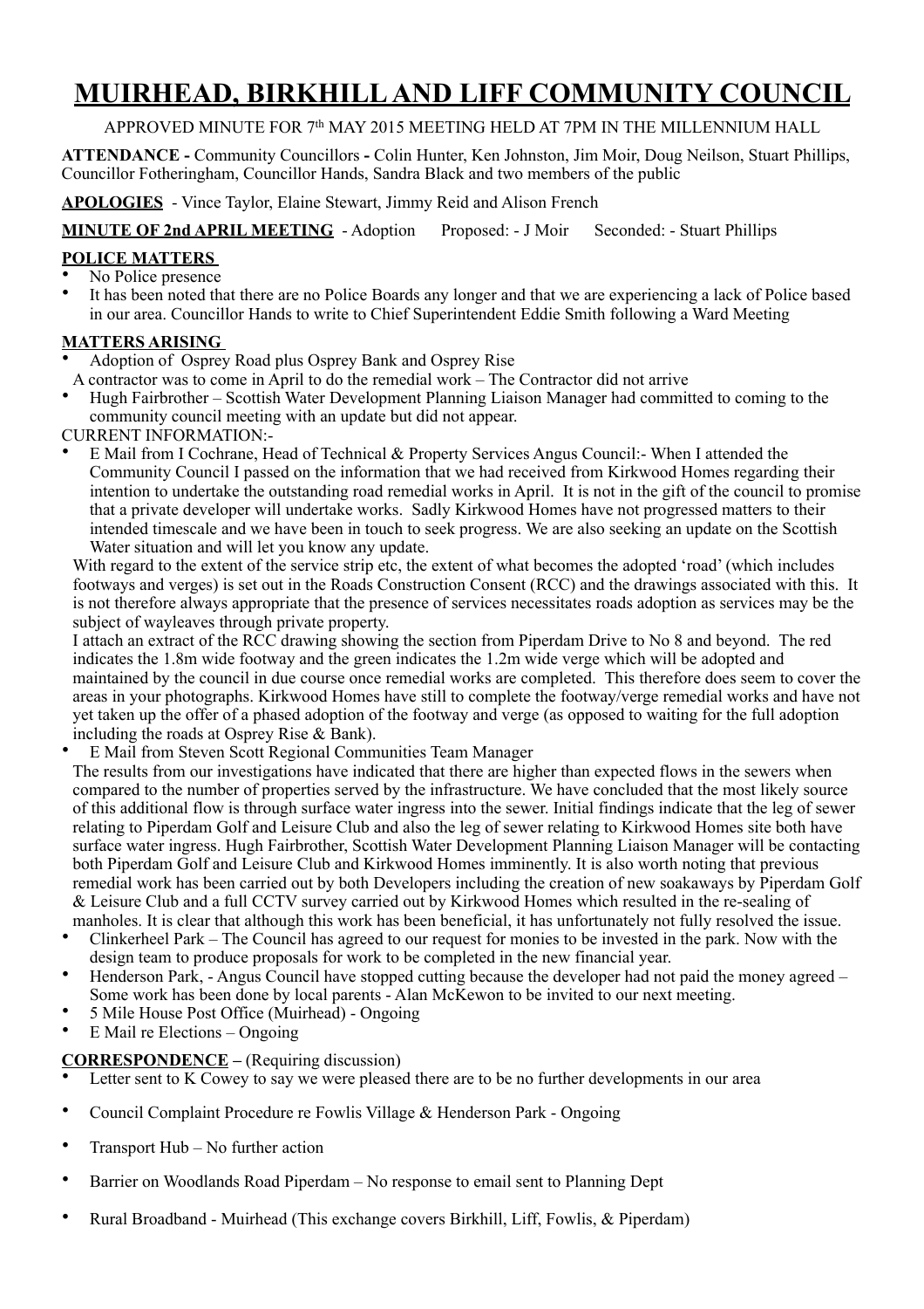# MUIRHEAD, BIRKHILL AND LIFF COMMUNITY COUNCIL

APPROVED MINUTE FOR 7th MAY 2015 MEETING HELD AT 7PM IN THE MILLENNIUM HALL

**ATTENDANCE -** Community Councillors **-** Colin Hunter, Ken Johnston, Jim Moir, Doug Neilson, Stuart Phillips, Councillor Fotheringham, Councillor Hands, Sandra Black and two members of the public

**APOLOGIES** - Vince Taylor, Elaine Stewart, Jimmy Reid and Alison French

**MINUTE OF 2nd APRIL MEETING** - Adoption Proposed: - J Moir Seconded: - Stuart Phillips

**POLICE MATTERS**

- No Police presence
- It has been noted that there are no Police Boards any longer and that we are experiencing a lack of Police based in our area. Councillor Hands to write to Chief Superintendent Eddie Smith following a Ward Meeting

**MATTERS ARISING**

- Adoption of Osprey Road plus Osprey Bank and Osprey Rise

  A contractor was to come in April to do the remedial work – The Contractor did not arrive
- Hugh Fairbrother – Scottish Water Development Planning Liaison Manager had committed to coming to the community council meeting with an update but did not appear.

CURRENT INFORMATION:-

- E Mail from I Cochrane, Head of Technical & Property Services Angus Council:- When I attended the Community Council I passed on the information that we had received from Kirkwood Homes regarding their intention to undertake the outstanding road remedial works in April. It is not in the gift of the council to promise that a private developer will undertake works. Sadly Kirkwood Homes have not progressed matters to their intended timescale and we have been in touch to seek progress. We are also seeking an update on the Scottish Water situation and will let you know any update.

  With regard to the extent of the service strip etc, the extent of what becomes the adopted 'road' (which includes footways and verges) is set out in the Roads Construction Consent (RCC) and the drawings associated with this. It is not therefore always appropriate that the presence of services necessitates roads adoption as services may be the subject of wayleaves through private property.

  I attach an extract of the RCC drawing showing the section from Piperdam Drive to No 8 and beyond. The red indicates the 1.8m wide footway and the green indicates the 1.2m wide verge which will be adopted and maintained by the council in due course once remedial works are completed. This therefore does seem to cover the areas in your photographs. Kirkwood Homes have still to complete the footway/verge remedial works and have not yet taken up the offer of a phased adoption of the footway and verge (as opposed to waiting for the full adoption including the roads at Osprey Rise & Bank).
- E Mail from Steven Scott Regional Communities Team Manager

  The results from our investigations have indicated that there are higher than expected flows in the sewers when compared to the number of properties served by the infrastructure. We have concluded that the most likely source of this additional flow is through surface water ingress into the sewer. Initial findings indicate that the leg of sewer relating to Piperdam Golf and Leisure Club and also the leg of sewer relating to Kirkwood Homes site both have surface water ingress. Hugh Fairbrother, Scottish Water Development Planning Liaison Manager will be contacting both Piperdam Golf and Leisure Club and Kirkwood Homes imminently. It is also worth noting that previous remedial work has been carried out by both Developers including the creation of new soakaways by Piperdam Golf & Leisure Club and a full CCTV survey carried out by Kirkwood Homes which resulted in the re-sealing of manholes. It is clear that although this work has been beneficial, it has unfortunately not fully resolved the issue.
- Clinkerheel Park – The Council has agreed to our request for monies to be invested in the park. Now with the design team to produce proposals for work to be completed in the new financial year.
- Henderson Park, - Angus Council have stopped cutting because the developer had not paid the money agreed – Some work has been done by local parents - Alan McKewon to be invited to our next meeting.
- 5 Mile House Post Office (Muirhead) - Ongoing
- E Mail re Elections – Ongoing

**CORRESPONDENCE –** (Requiring discussion)

- Letter sent to K Cowey to say we were pleased there are to be no further developments in our area
- Council Complaint Procedure re Fowlis Village & Henderson Park - Ongoing
- Transport Hub – No further action
- Barrier on Woodlands Road Piperdam – No response to email sent to Planning Dept
- Rural Broadband - Muirhead (This exchange covers Birkhill, Liff, Fowlis, & Piperdam)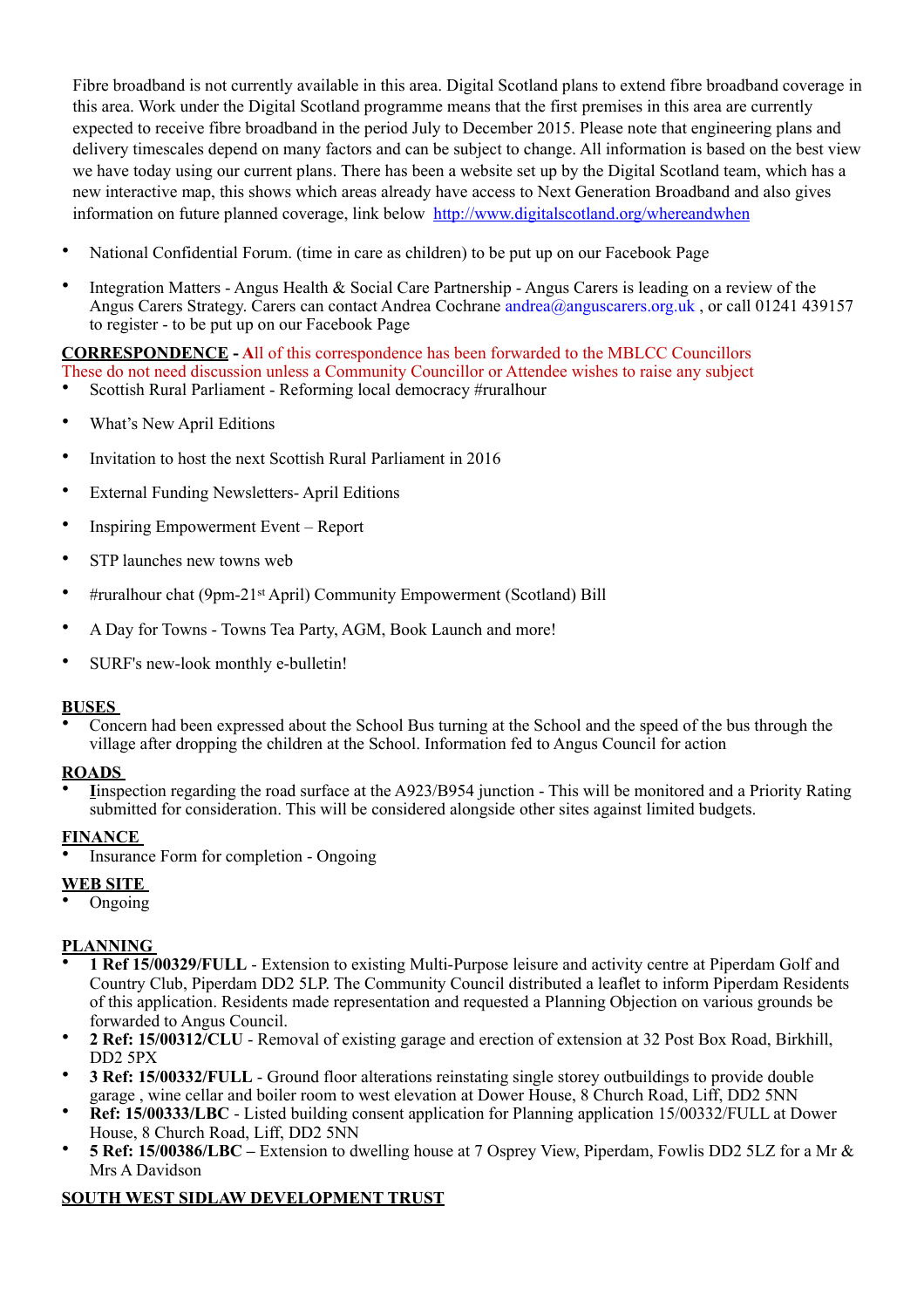Fibre broadband is not currently available in this area. Digital Scotland plans to extend fibre broadband coverage in this area. Work under the Digital Scotland programme means that the first premises in this area are currently expected to receive fibre broadband in the period July to December 2015. Please note that engineering plans and delivery timescales depend on many factors and can be subject to change. All information is based on the best view we have today using our current plans. There has been a website set up by the Digital Scotland team, which has a new interactive map, this shows which areas already have access to Next Generation Broadband and also gives information on future planned coverage, link below http://www.digitalscotland.org/whereandwhen

- National Confidential Forum. (time in care as children) to be put up on our Facebook Page
- Integration Matters - Angus Health & Social Care Partnership - Angus Carers is leading on a review of the Angus Carers Strategy. Carers can contact Andrea Cochrane andrea@anguscarers.org.uk , or call 01241 439157 to register - to be put up on our Facebook Page

**CORRESPONDENCE** - All of this correspondence has been forwarded to the MBLCC Councillors
These do not need discussion unless a Community Councillor or Attendee wishes to raise any subject

- Scottish Rural Parliament - Reforming local democracy #ruralhour
- What's New April Editions
- Invitation to host the next Scottish Rural Parliament in 2016
- External Funding Newsletters- April Editions
- Inspiring Empowerment Event – Report
- STP launches new towns web
- #ruralhour chat (9pm-21st April) Community Empowerment (Scotland) Bill
- A Day for Towns - Towns Tea Party, AGM, Book Launch and more!
- SURF's new-look monthly e-bulletin!

**BUSES**

- Concern had been expressed about the School Bus turning at the School and the speed of the bus through the village after dropping the children at the School. Information fed to Angus Council for action

**ROADS**

- Iinspection regarding the road surface at the A923/B954 junction - This will be monitored and a Priority Rating submitted for consideration. This will be considered alongside other sites against limited budgets.

**FINANCE**

- Insurance Form for completion - Ongoing

**WEB SITE**

- Ongoing

**PLANNING**

- **1 Ref 15/00329/FULL** - Extension to existing Multi-Purpose leisure and activity centre at Piperdam Golf and Country Club, Piperdam DD2 5LP. The Community Council distributed a leaflet to inform Piperdam Residents of this application. Residents made representation and requested a Planning Objection on various grounds be forwarded to Angus Council.
- **2 Ref: 15/00312/CLU** - Removal of existing garage and erection of extension at 32 Post Box Road, Birkhill, DD2 5PX
- **3 Ref: 15/00332/FULL** - Ground floor alterations reinstating single storey outbuildings to provide double garage , wine cellar and boiler room to west elevation at Dower House, 8 Church Road, Liff, DD2 5NN
- **Ref: 15/00333/LBC** - Listed building consent application for Planning application 15/00332/FULL at Dower House, 8 Church Road, Liff, DD2 5NN
- **5 Ref: 15/00386/LBC –** Extension to dwelling house at 7 Osprey View, Piperdam, Fowlis DD2 5LZ for a Mr & Mrs A Davidson

**SOUTH WEST SIDLAW DEVELOPMENT TRUST**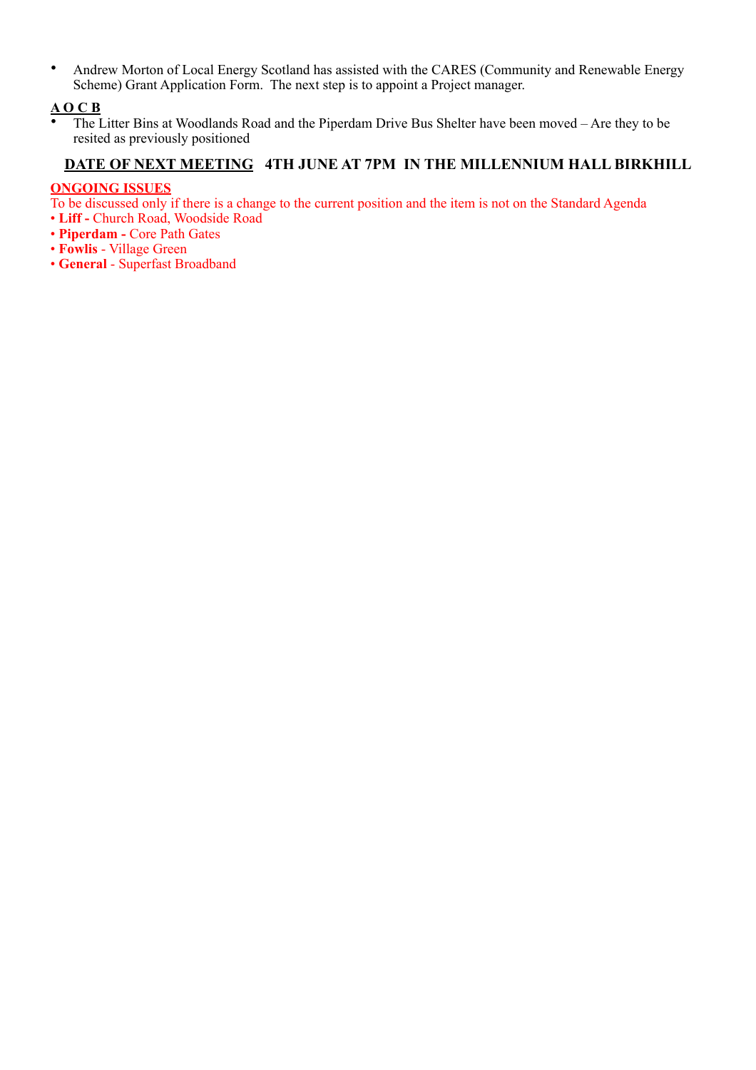- Andrew Morton of Local Energy Scotland has assisted with the CARES (Community and Renewable Energy Scheme) Grant Application Form. The next step is to appoint a Project manager.

**A O C B**

- The Litter Bins at Woodlands Road and the Piperdam Drive Bus Shelter have been moved – Are they to be resited as previously positioned

**DATE OF NEXT MEETING 4TH JUNE AT 7PM IN THE MILLENNIUM HALL BIRKHILL**

**ONGOING ISSUES**

To be discussed only if there is a change to the current position and the item is not on the Standard Agenda

- **Liff -** Church Road, Woodside Road
- **Piperdam -** Core Path Gates
- **Fowlis** - Village Green
- **General** - Superfast Broadband